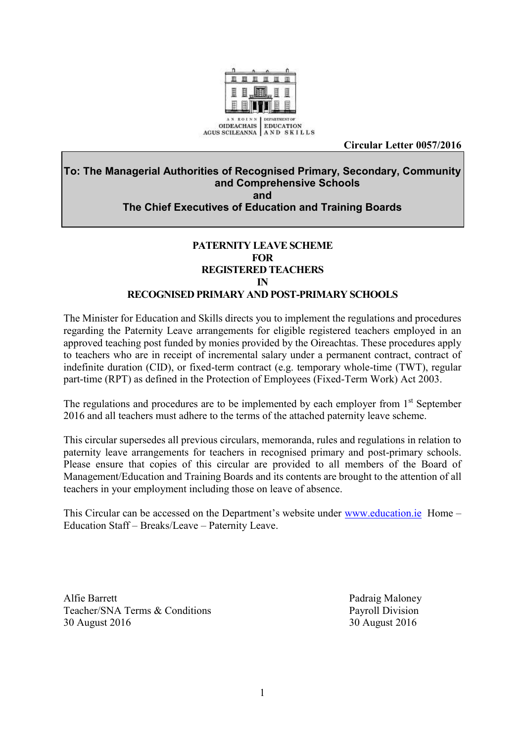AN ROINN OIDEACHAIS AGUS SCILEANNA | DEPARTMENT OF EDUCATION AND SKILLS

**Circular Letter 0057/2016**

**To: The Managerial Authorities of Recognised Primary, Secondary, Community and Comprehensive Schools**
**and**
**The Chief Executives of Education and Training Boards**

# PATERNITY LEAVE SCHEME FOR REGISTERED TEACHERS IN RECOGNISED PRIMARY AND POST-PRIMARY SCHOOLS

The Minister for Education and Skills directs you to implement the regulations and procedures regarding the Paternity Leave arrangements for eligible registered teachers employed in an approved teaching post funded by monies provided by the Oireachtas. These procedures apply to teachers who are in receipt of incremental salary under a permanent contract, contract of indefinite duration (CID), or fixed-term contract (e.g. temporary whole-time (TWT), regular part-time (RPT) as defined in the Protection of Employees (Fixed-Term Work) Act 2003.

The regulations and procedures are to be implemented by each employer from 1st September 2016 and all teachers must adhere to the terms of the attached paternity leave scheme.

This circular supersedes all previous circulars, memoranda, rules and regulations in relation to paternity leave arrangements for teachers in recognised primary and post-primary schools. Please ensure that copies of this circular are provided to all members of the Board of Management/Education and Training Boards and its contents are brought to the attention of all teachers in your employment including those on leave of absence.

This Circular can be accessed on the Department's website under www.education.ie Home – Education Staff – Breaks/Leave – Paternity Leave.

Alfie Barrett
Teacher/SNA Terms & Conditions
30 August 2016

Padraig Maloney
Payroll Division
30 August 2016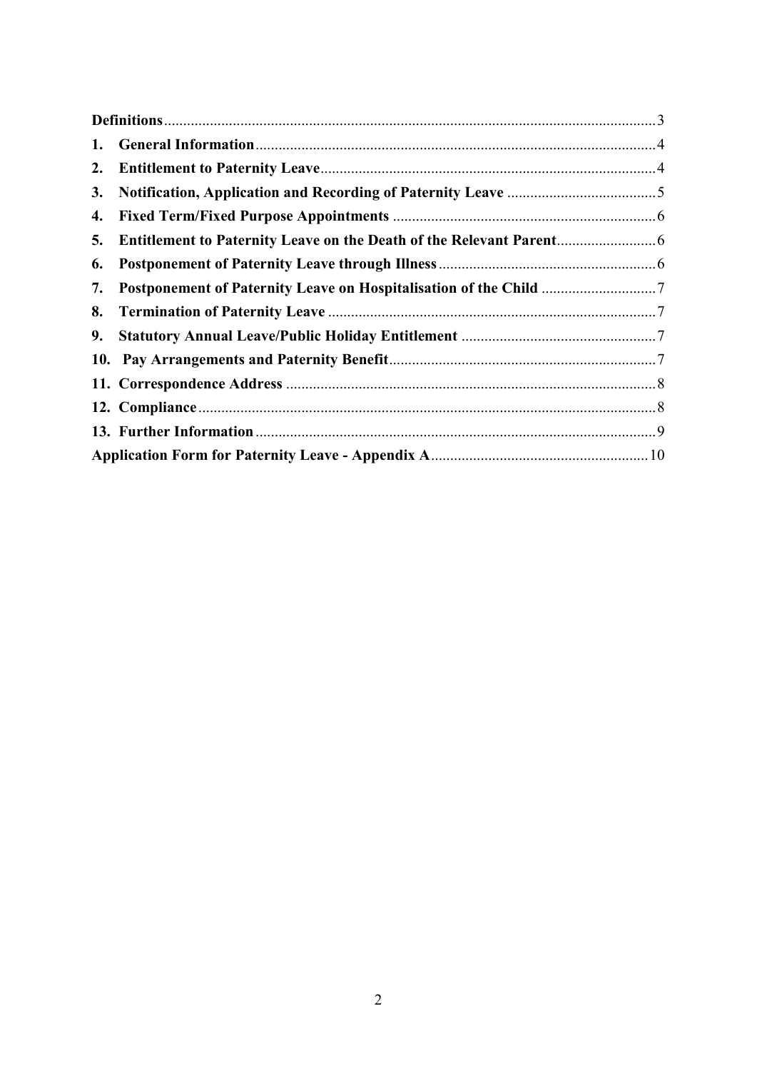**Definitions** 3

1. **General Information** 4
2. **Entitlement to Paternity Leave** 4
3. **Notification, Application and Recording of Paternity Leave** 5
4. **Fixed Term/Fixed Purpose Appointments** 6
5. **Entitlement to Paternity Leave on the Death of the Relevant Parent** 6
6. **Postponement of Paternity Leave through Illness** 6
7. **Postponement of Paternity Leave on Hospitalisation of the Child** 7
8. **Termination of Paternity Leave** 7
9. **Statutory Annual Leave/Public Holiday Entitlement** 7
10. **Pay Arrangements and Paternity Benefit** 7
11. **Correspondence Address** 8
12. **Compliance** 8
13. **Further Information** 9

**Application Form for Paternity Leave - Appendix A** 10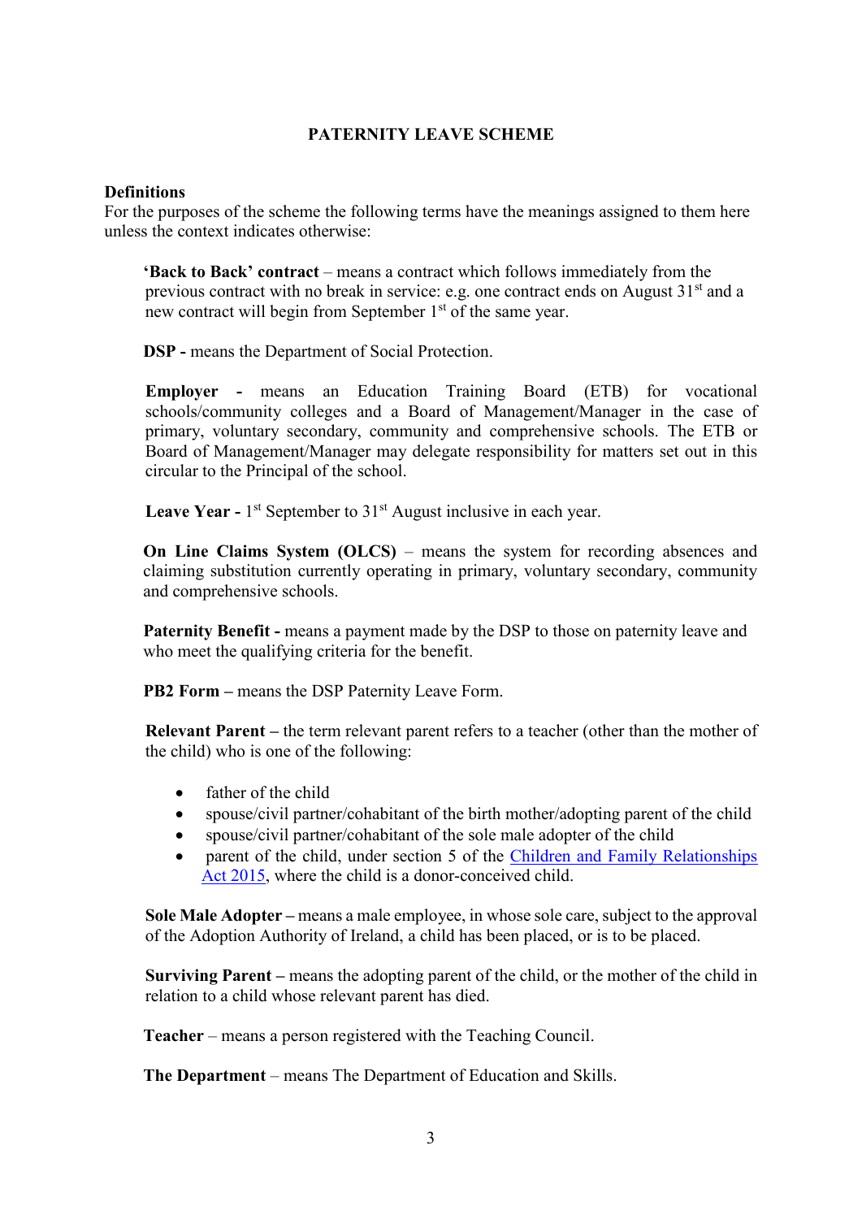# PATERNITY LEAVE SCHEME

**Definitions**

For the purposes of the scheme the following terms have the meanings assigned to them here unless the context indicates otherwise:

**'Back to Back' contract** – means a contract which follows immediately from the previous contract with no break in service: e.g. one contract ends on August 31st and a new contract will begin from September 1st of the same year.

**DSP -** means the Department of Social Protection.

**Employer -** means an Education Training Board (ETB) for vocational schools/community colleges and a Board of Management/Manager in the case of primary, voluntary secondary, community and comprehensive schools. The ETB or Board of Management/Manager may delegate responsibility for matters set out in this circular to the Principal of the school.

**Leave Year -** 1st September to 31st August inclusive in each year.

**On Line Claims System (OLCS)** – means the system for recording absences and claiming substitution currently operating in primary, voluntary secondary, community and comprehensive schools.

**Paternity Benefit -** means a payment made by the DSP to those on paternity leave and who meet the qualifying criteria for the benefit.

**PB2 Form –** means the DSP Paternity Leave Form.

**Relevant Parent –** the term relevant parent refers to a teacher (other than the mother of the child) who is one of the following:

- father of the child
- spouse/civil partner/cohabitant of the birth mother/adopting parent of the child
- spouse/civil partner/cohabitant of the sole male adopter of the child
- parent of the child, under section 5 of the Children and Family Relationships Act 2015, where the child is a donor-conceived child.

**Sole Male Adopter –** means a male employee, in whose sole care, subject to the approval of the Adoption Authority of Ireland, a child has been placed, or is to be placed.

**Surviving Parent –** means the adopting parent of the child, or the mother of the child in relation to a child whose relevant parent has died.

**Teacher** – means a person registered with the Teaching Council.

**The Department** – means The Department of Education and Skills.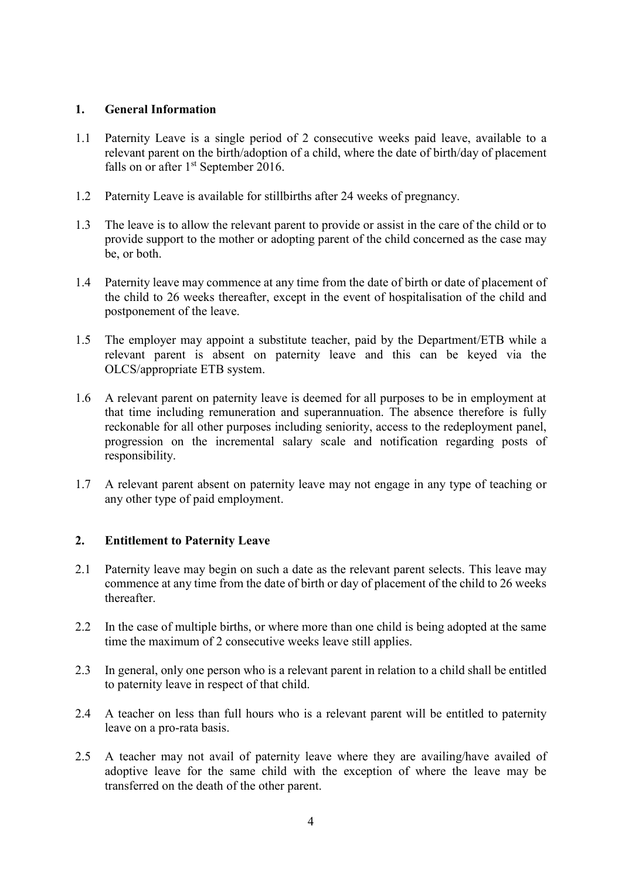## 1. General Information

1.1 Paternity Leave is a single period of 2 consecutive weeks paid leave, available to a relevant parent on the birth/adoption of a child, where the date of birth/day of placement falls on or after 1st September 2016.

1.2 Paternity Leave is available for stillbirths after 24 weeks of pregnancy.

1.3 The leave is to allow the relevant parent to provide or assist in the care of the child or to provide support to the mother or adopting parent of the child concerned as the case may be, or both.

1.4 Paternity leave may commence at any time from the date of birth or date of placement of the child to 26 weeks thereafter, except in the event of hospitalisation of the child and postponement of the leave.

1.5 The employer may appoint a substitute teacher, paid by the Department/ETB while a relevant parent is absent on paternity leave and this can be keyed via the OLCS/appropriate ETB system.

1.6 A relevant parent on paternity leave is deemed for all purposes to be in employment at that time including remuneration and superannuation. The absence therefore is fully reckonable for all other purposes including seniority, access to the redeployment panel, progression on the incremental salary scale and notification regarding posts of responsibility.

1.7 A relevant parent absent on paternity leave may not engage in any type of teaching or any other type of paid employment.

## 2. Entitlement to Paternity Leave

2.1 Paternity leave may begin on such a date as the relevant parent selects. This leave may commence at any time from the date of birth or day of placement of the child to 26 weeks thereafter.

2.2 In the case of multiple births, or where more than one child is being adopted at the same time the maximum of 2 consecutive weeks leave still applies.

2.3 In general, only one person who is a relevant parent in relation to a child shall be entitled to paternity leave in respect of that child.

2.4 A teacher on less than full hours who is a relevant parent will be entitled to paternity leave on a pro-rata basis.

2.5 A teacher may not avail of paternity leave where they are availing/have availed of adoptive leave for the same child with the exception of where the leave may be transferred on the death of the other parent.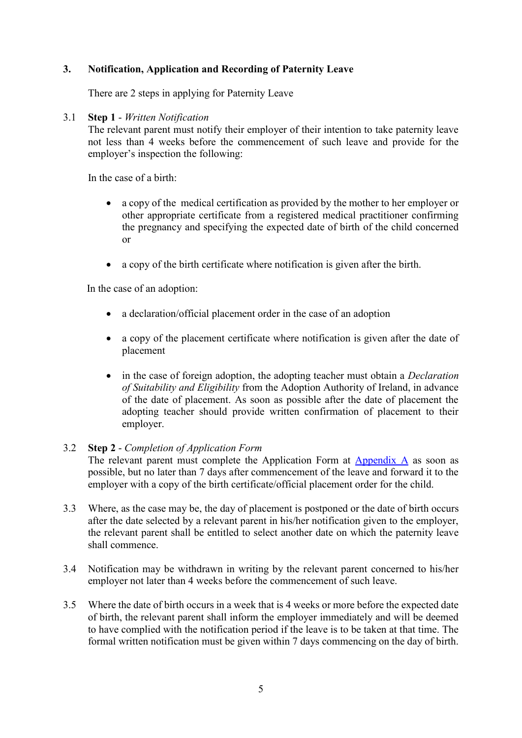## 3. Notification, Application and Recording of Paternity Leave

There are 2 steps in applying for Paternity Leave

3.1 **Step 1** - *Written Notification*
The relevant parent must notify their employer of their intention to take paternity leave not less than 4 weeks before the commencement of such leave and provide for the employer's inspection the following:

In the case of a birth:

- a copy of the medical certification as provided by the mother to her employer or other appropriate certificate from a registered medical practitioner confirming the pregnancy and specifying the expected date of birth of the child concerned or
- a copy of the birth certificate where notification is given after the birth.

In the case of an adoption:

- a declaration/official placement order in the case of an adoption
- a copy of the placement certificate where notification is given after the date of placement
- in the case of foreign adoption, the adopting teacher must obtain a *Declaration of Suitability and Eligibility* from the Adoption Authority of Ireland, in advance of the date of placement. As soon as possible after the date of placement the adopting teacher should provide written confirmation of placement to their employer.

3.2 **Step 2** - *Completion of Application Form*
The relevant parent must complete the Application Form at Appendix A as soon as possible, but no later than 7 days after commencement of the leave and forward it to the employer with a copy of the birth certificate/official placement order for the child.

3.3 Where, as the case may be, the day of placement is postponed or the date of birth occurs after the date selected by a relevant parent in his/her notification given to the employer, the relevant parent shall be entitled to select another date on which the paternity leave shall commence.

3.4 Notification may be withdrawn in writing by the relevant parent concerned to his/her employer not later than 4 weeks before the commencement of such leave.

3.5 Where the date of birth occurs in a week that is 4 weeks or more before the expected date of birth, the relevant parent shall inform the employer immediately and will be deemed to have complied with the notification period if the leave is to be taken at that time. The formal written notification must be given within 7 days commencing on the day of birth.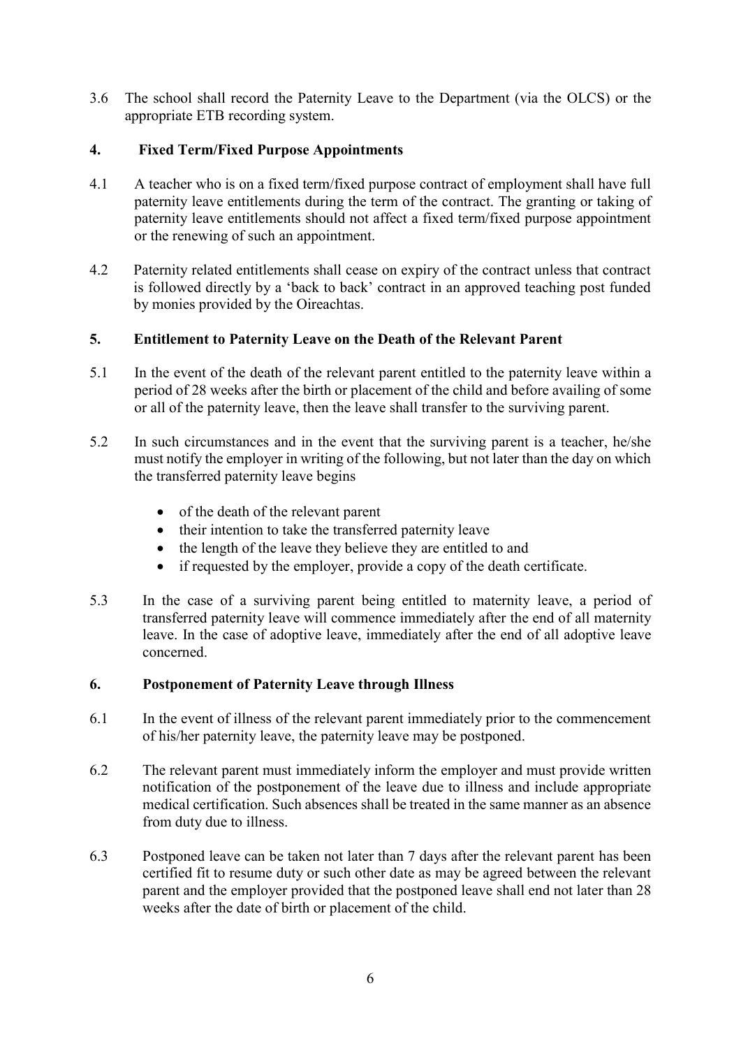3.6 The school shall record the Paternity Leave to the Department (via the OLCS) or the appropriate ETB recording system.

## 4. Fixed Term/Fixed Purpose Appointments

4.1 A teacher who is on a fixed term/fixed purpose contract of employment shall have full paternity leave entitlements during the term of the contract. The granting or taking of paternity leave entitlements should not affect a fixed term/fixed purpose appointment or the renewing of such an appointment.

4.2 Paternity related entitlements shall cease on expiry of the contract unless that contract is followed directly by a 'back to back' contract in an approved teaching post funded by monies provided by the Oireachtas.

## 5. Entitlement to Paternity Leave on the Death of the Relevant Parent

5.1 In the event of the death of the relevant parent entitled to the paternity leave within a period of 28 weeks after the birth or placement of the child and before availing of some or all of the paternity leave, then the leave shall transfer to the surviving parent.

5.2 In such circumstances and in the event that the surviving parent is a teacher, he/she must notify the employer in writing of the following, but not later than the day on which the transferred paternity leave begins

- of the death of the relevant parent
- their intention to take the transferred paternity leave
- the length of the leave they believe they are entitled to and
- if requested by the employer, provide a copy of the death certificate.

5.3 In the case of a surviving parent being entitled to maternity leave, a period of transferred paternity leave will commence immediately after the end of all maternity leave. In the case of adoptive leave, immediately after the end of all adoptive leave concerned.

## 6. Postponement of Paternity Leave through Illness

6.1 In the event of illness of the relevant parent immediately prior to the commencement of his/her paternity leave, the paternity leave may be postponed.

6.2 The relevant parent must immediately inform the employer and must provide written notification of the postponement of the leave due to illness and include appropriate medical certification. Such absences shall be treated in the same manner as an absence from duty due to illness.

6.3 Postponed leave can be taken not later than 7 days after the relevant parent has been certified fit to resume duty or such other date as may be agreed between the relevant parent and the employer provided that the postponed leave shall end not later than 28 weeks after the date of birth or placement of the child.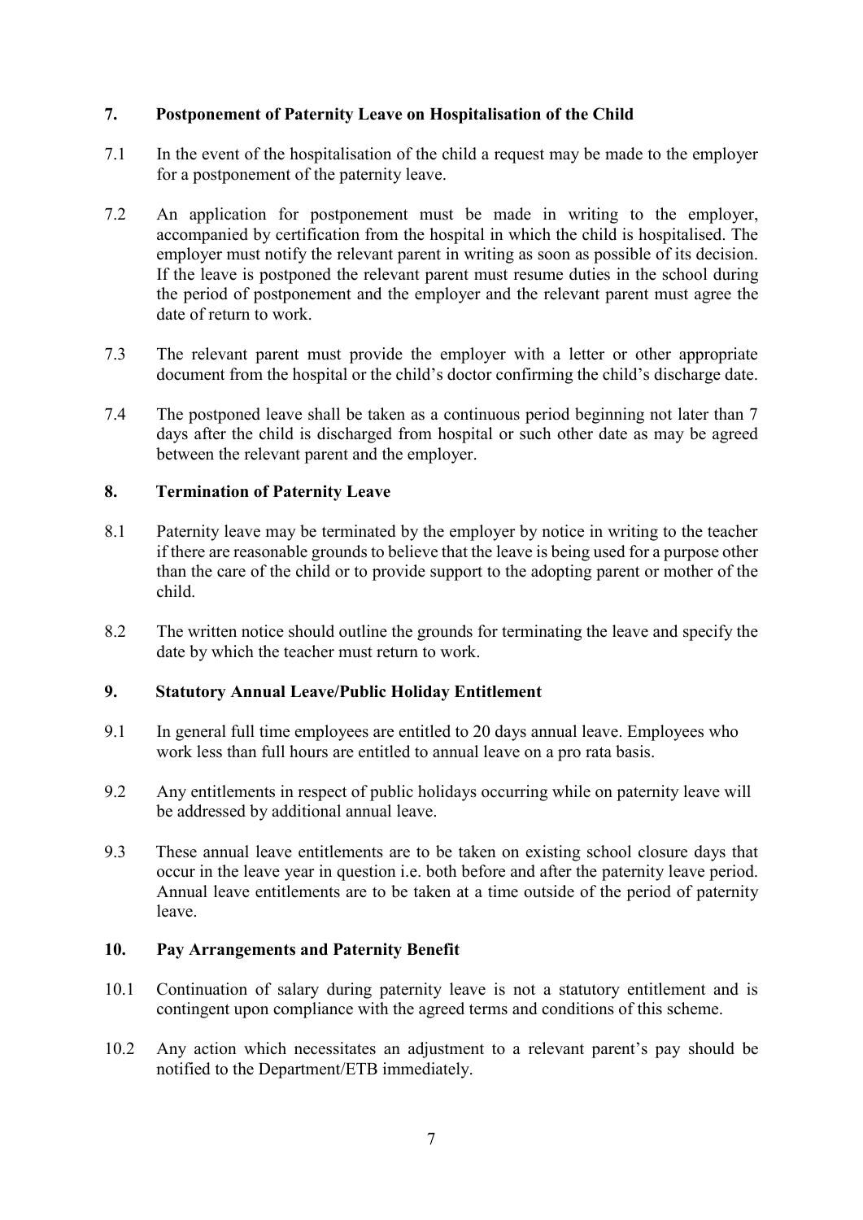## 7. Postponement of Paternity Leave on Hospitalisation of the Child

7.1 In the event of the hospitalisation of the child a request may be made to the employer for a postponement of the paternity leave.

7.2 An application for postponement must be made in writing to the employer, accompanied by certification from the hospital in which the child is hospitalised. The employer must notify the relevant parent in writing as soon as possible of its decision. If the leave is postponed the relevant parent must resume duties in the school during the period of postponement and the employer and the relevant parent must agree the date of return to work.

7.3 The relevant parent must provide the employer with a letter or other appropriate document from the hospital or the child's doctor confirming the child's discharge date.

7.4 The postponed leave shall be taken as a continuous period beginning not later than 7 days after the child is discharged from hospital or such other date as may be agreed between the relevant parent and the employer.

## 8. Termination of Paternity Leave

8.1 Paternity leave may be terminated by the employer by notice in writing to the teacher if there are reasonable grounds to believe that the leave is being used for a purpose other than the care of the child or to provide support to the adopting parent or mother of the child.

8.2 The written notice should outline the grounds for terminating the leave and specify the date by which the teacher must return to work.

## 9. Statutory Annual Leave/Public Holiday Entitlement

9.1 In general full time employees are entitled to 20 days annual leave. Employees who work less than full hours are entitled to annual leave on a pro rata basis.

9.2 Any entitlements in respect of public holidays occurring while on paternity leave will be addressed by additional annual leave.

9.3 These annual leave entitlements are to be taken on existing school closure days that occur in the leave year in question i.e. both before and after the paternity leave period. Annual leave entitlements are to be taken at a time outside of the period of paternity leave.

## 10. Pay Arrangements and Paternity Benefit

10.1 Continuation of salary during paternity leave is not a statutory entitlement and is contingent upon compliance with the agreed terms and conditions of this scheme.

10.2 Any action which necessitates an adjustment to a relevant parent's pay should be notified to the Department/ETB immediately.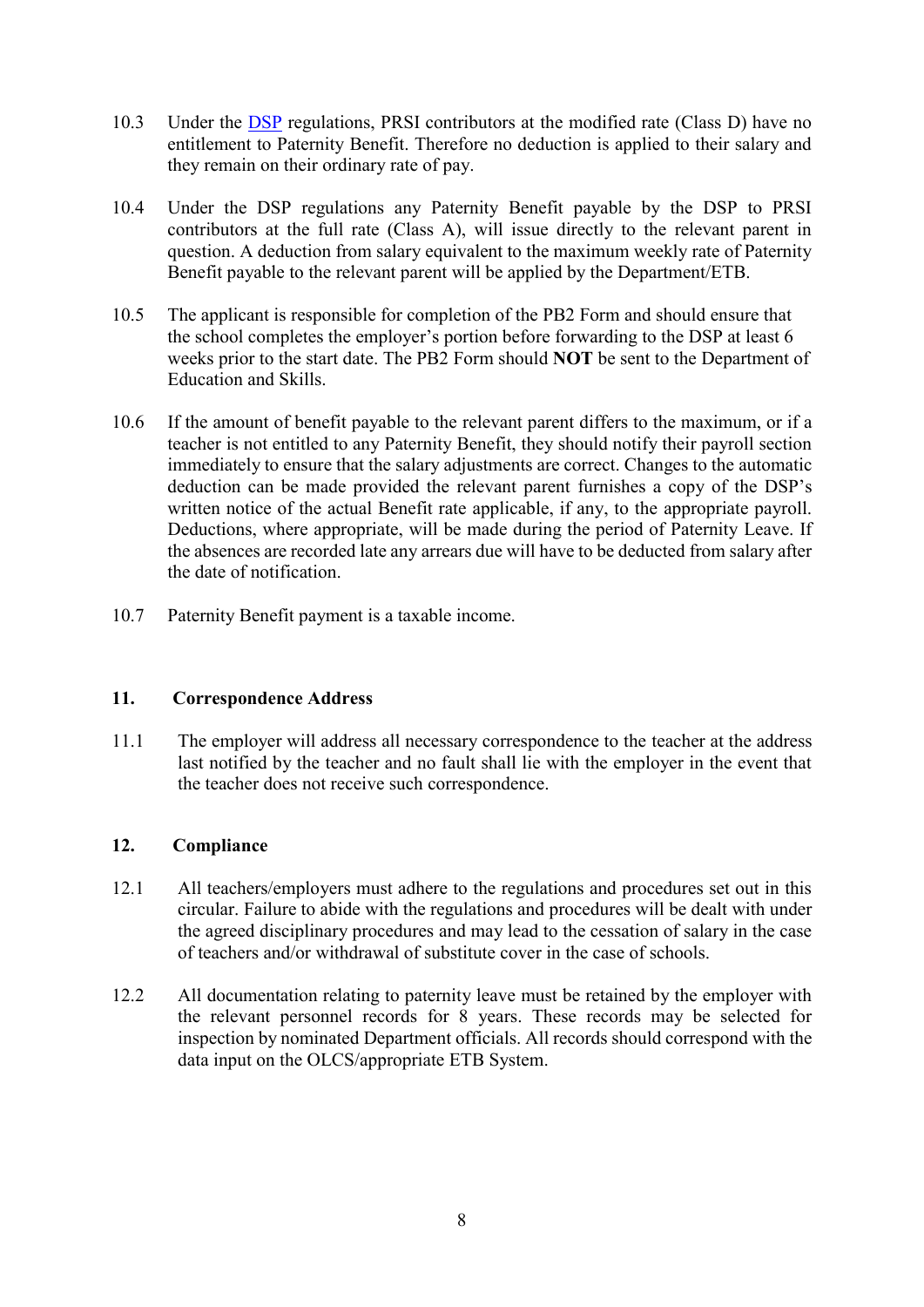10.3 Under the DSP regulations, PRSI contributors at the modified rate (Class D) have no entitlement to Paternity Benefit. Therefore no deduction is applied to their salary and they remain on their ordinary rate of pay.

10.4 Under the DSP regulations any Paternity Benefit payable by the DSP to PRSI contributors at the full rate (Class A), will issue directly to the relevant parent in question. A deduction from salary equivalent to the maximum weekly rate of Paternity Benefit payable to the relevant parent will be applied by the Department/ETB.

10.5 The applicant is responsible for completion of the PB2 Form and should ensure that the school completes the employer's portion before forwarding to the DSP at least 6 weeks prior to the start date. The PB2 Form should **NOT** be sent to the Department of Education and Skills.

10.6 If the amount of benefit payable to the relevant parent differs to the maximum, or if a teacher is not entitled to any Paternity Benefit, they should notify their payroll section immediately to ensure that the salary adjustments are correct. Changes to the automatic deduction can be made provided the relevant parent furnishes a copy of the DSP's written notice of the actual Benefit rate applicable, if any, to the appropriate payroll. Deductions, where appropriate, will be made during the period of Paternity Leave. If the absences are recorded late any arrears due will have to be deducted from salary after the date of notification.

10.7 Paternity Benefit payment is a taxable income.

## 11. Correspondence Address

11.1 The employer will address all necessary correspondence to the teacher at the address last notified by the teacher and no fault shall lie with the employer in the event that the teacher does not receive such correspondence.

## 12. Compliance

12.1 All teachers/employers must adhere to the regulations and procedures set out in this circular. Failure to abide with the regulations and procedures will be dealt with under the agreed disciplinary procedures and may lead to the cessation of salary in the case of teachers and/or withdrawal of substitute cover in the case of schools.

12.2 All documentation relating to paternity leave must be retained by the employer with the relevant personnel records for 8 years. These records may be selected for inspection by nominated Department officials. All records should correspond with the data input on the OLCS/appropriate ETB System.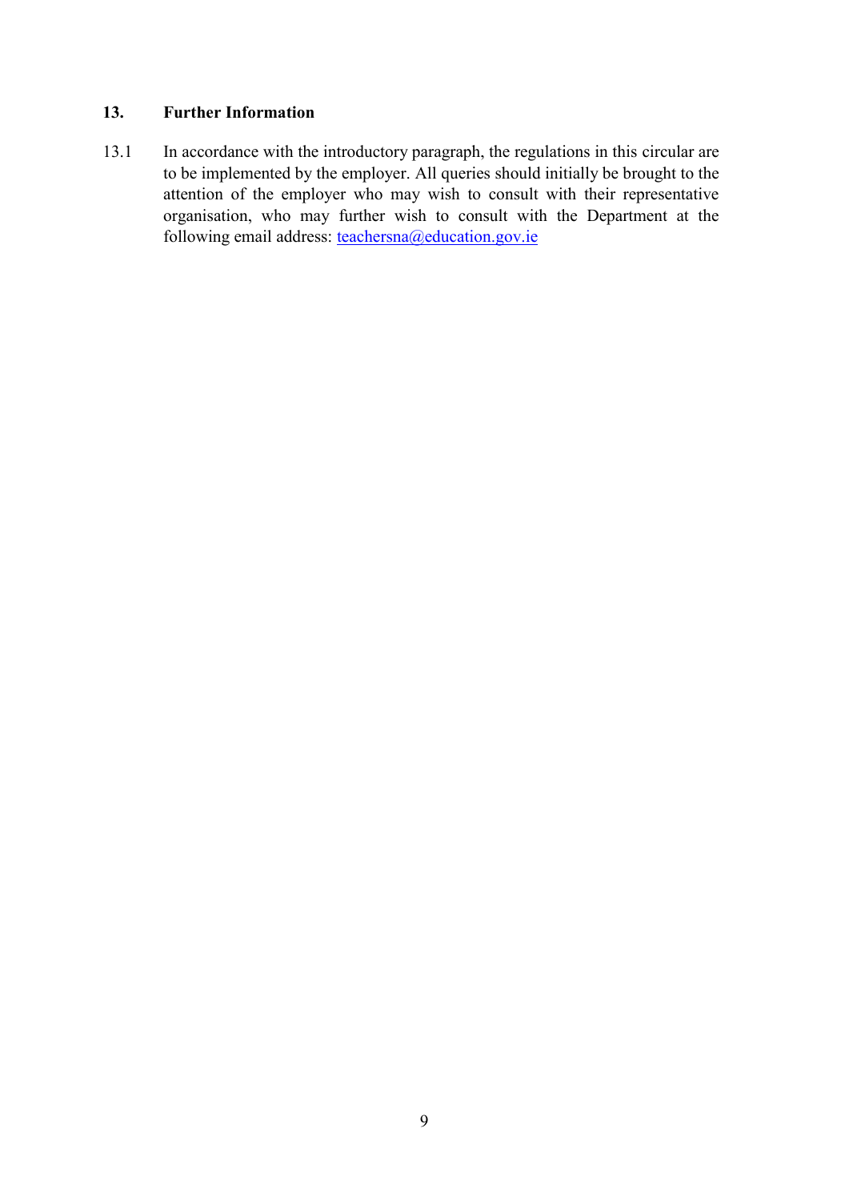## 13. Further Information

13.1 In accordance with the introductory paragraph, the regulations in this circular are to be implemented by the employer. All queries should initially be brought to the attention of the employer who may wish to consult with their representative organisation, who may further wish to consult with the Department at the following email address: teachersna@education.gov.ie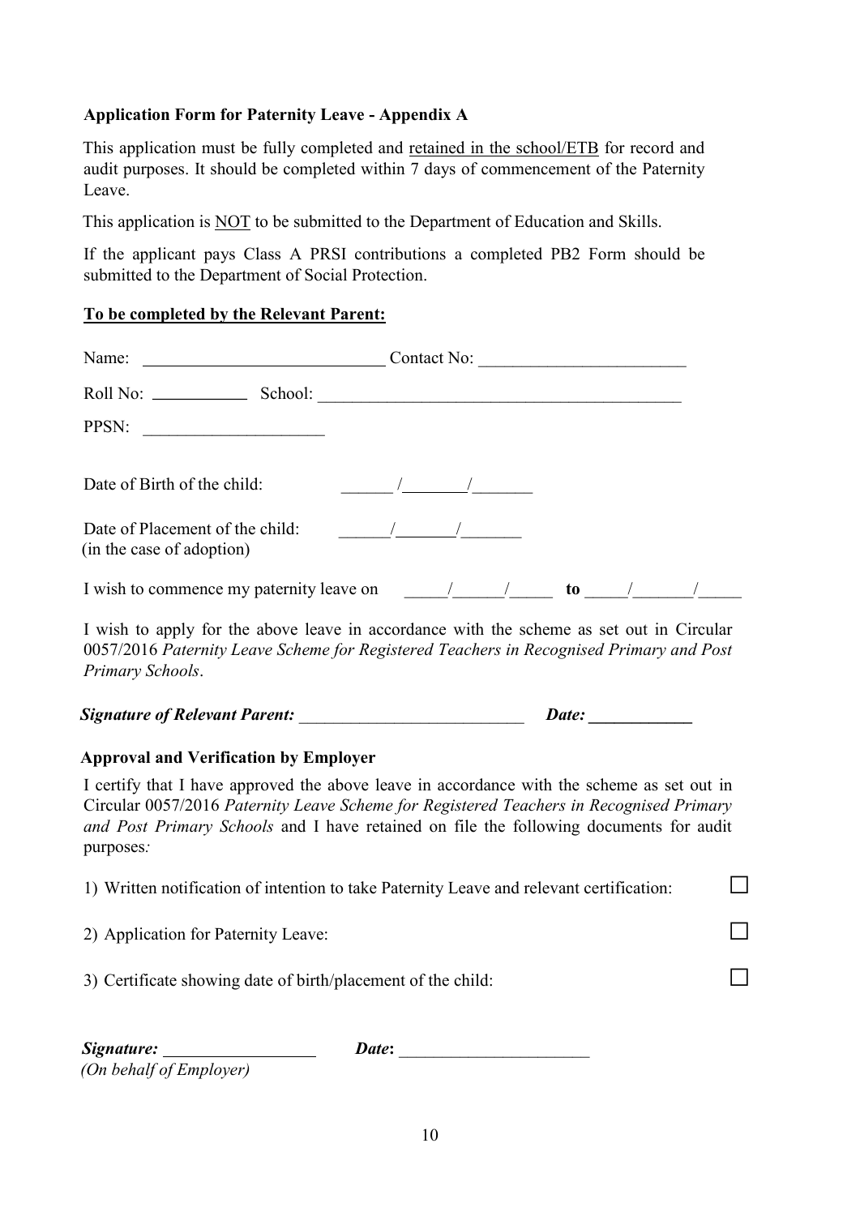**Application Form for Paternity Leave - Appendix A**

This application must be fully completed and retained in the school/ETB for record and audit purposes. It should be completed within 7 days of commencement of the Paternity Leave.

This application is NOT to be submitted to the Department of Education and Skills.

If the applicant pays Class A PRSI contributions a completed PB2 Form should be submitted to the Department of Social Protection.

**To be completed by the Relevant Parent:**

Name: ____________________________ Contact No: ________________________

Roll No: ___________ School: ___________________________________________

PPSN: ____________________

Date of Birth of the child: ______ /________/_______

Date of Placement of the child: ______/_______/_______
(in the case of adoption)

I wish to commence my paternity leave on _____/______/_____ **to** _____/_______/_____

I wish to apply for the above leave in accordance with the scheme as set out in Circular 0057/2016 *Paternity Leave Scheme for Registered Teachers in Recognised Primary and Post Primary Schools*.

***Signature of Relevant Parent:*** __________________________ ***Date:*** ____________

**Approval and Verification by Employer**

I certify that I have approved the above leave in accordance with the scheme as set out in Circular 0057/2016 *Paternity Leave Scheme for Registered Teachers in Recognised Primary and Post Primary Schools* and I have retained on file the following documents for audit purposes*:*

1) Written notification of intention to take Paternity Leave and relevant certification: ☐

2) Application for Paternity Leave: ☐

3) Certificate showing date of birth/placement of the child: ☐

***Signature:*** __________________ ***Date*:** ______________________
*(On behalf of Employer)*